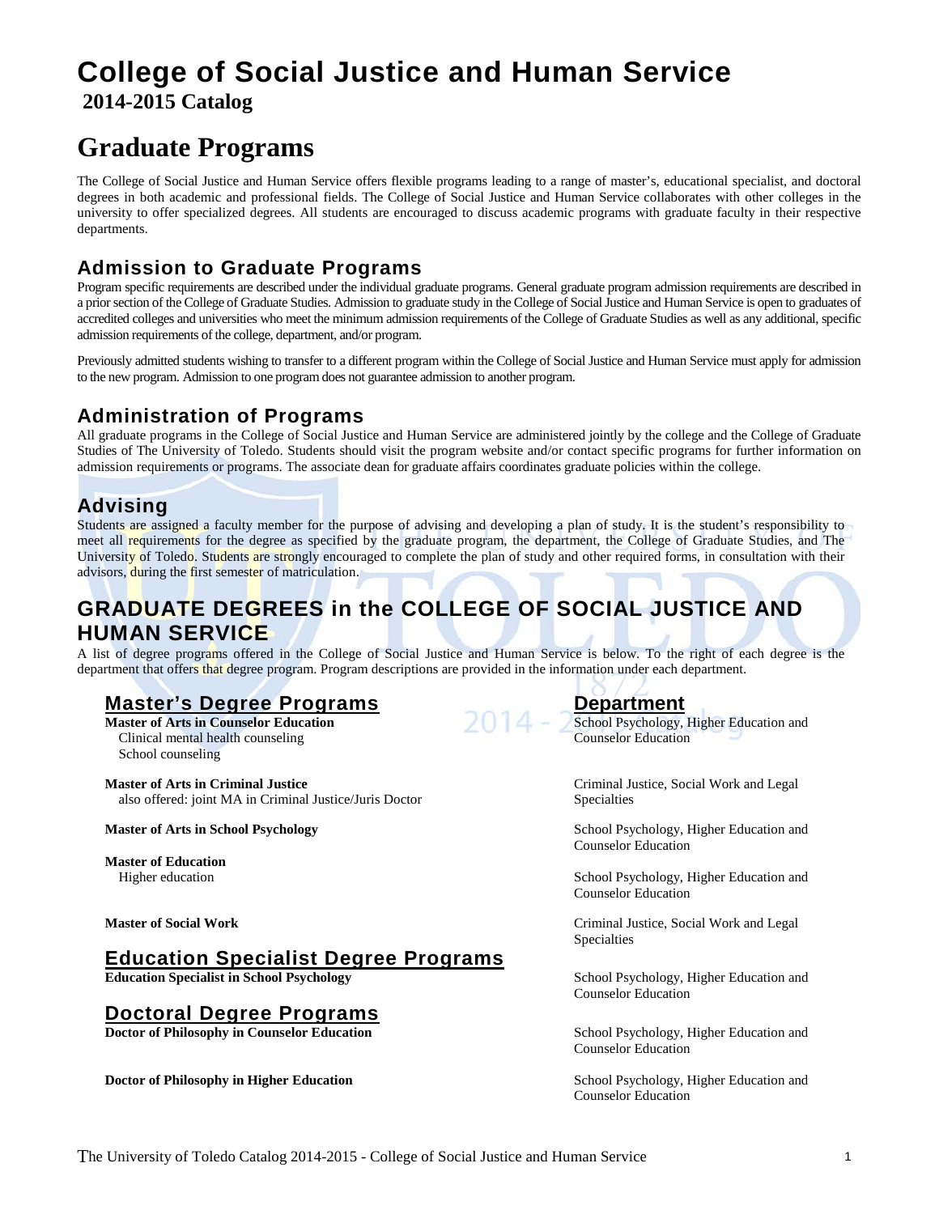# College of Social Justice and Human Service

**2014-2015 Catalog**

# Graduate Programs

The College of Social Justice and Human Service offers flexible programs leading to a range of master's, educational specialist, and doctoral degrees in both academic and professional fields. The College of Social Justice and Human Service collaborates with other colleges in the university to offer specialized degrees. All students are encouraged to discuss academic programs with graduate faculty in their respective departments.

## Admission to Graduate Programs

Program specific requirements are described under the individual graduate programs. General graduate program admission requirements are described in a prior section of the College of Graduate Studies. Admission to graduate study in the College of Social Justice and Human Service is open to graduates of accredited colleges and universities who meet the minimum admission requirements of the College of Graduate Studies as well as any additional, specific admission requirements of the college, department, and/or program.

Previously admitted students wishing to transfer to a different program within the College of Social Justice and Human Service must apply for admission to the new program. Admission to one program does not guarantee admission to another program.

## Administration of Programs

All graduate programs in the College of Social Justice and Human Service are administered jointly by the college and the College of Graduate Studies of The University of Toledo. Students should visit the program website and/or contact specific programs for further information on admission requirements or programs. The associate dean for graduate affairs coordinates graduate policies within the college.

## Advising

Students are assigned a faculty member for the purpose of advising and developing a plan of study. It is the student's responsibility to meet all requirements for the degree as specified by the graduate program, the department, the College of Graduate Studies, and The University of Toledo. Students are strongly encouraged to complete the plan of study and other required forms, in consultation with their advisors, during the first semester of matriculation.

## GRADUATE DEGREES in the COLLEGE OF SOCIAL JUSTICE AND HUMAN SERVICE

A list of degree programs offered in the College of Social Justice and Human Service is below. To the right of each degree is the department that offers that degree program. Program descriptions are provided in the information under each department.

| Master's Degree Programs | Department |
|---|---|
| **Master of Arts in Counselor Education**<br>Clinical mental health counseling<br>School counseling | School Psychology, Higher Education and Counselor Education |
| **Master of Arts in Criminal Justice**<br>also offered: joint MA in Criminal Justice/Juris Doctor | Criminal Justice, Social Work and Legal Specialties |
| **Master of Arts in School Psychology** | School Psychology, Higher Education and Counselor Education |
| **Master of Education**<br>Higher education | School Psychology, Higher Education and Counselor Education |
| **Master of Social Work** | Criminal Justice, Social Work and Legal Specialties |
| **Education Specialist Degree Programs** | |
| **Education Specialist in School Psychology** | School Psychology, Higher Education and Counselor Education |
| **Doctoral Degree Programs** | |
| **Doctor of Philosophy in Counselor Education** | School Psychology, Higher Education and Counselor Education |
| **Doctor of Philosophy in Higher Education** | School Psychology, Higher Education and Counselor Education |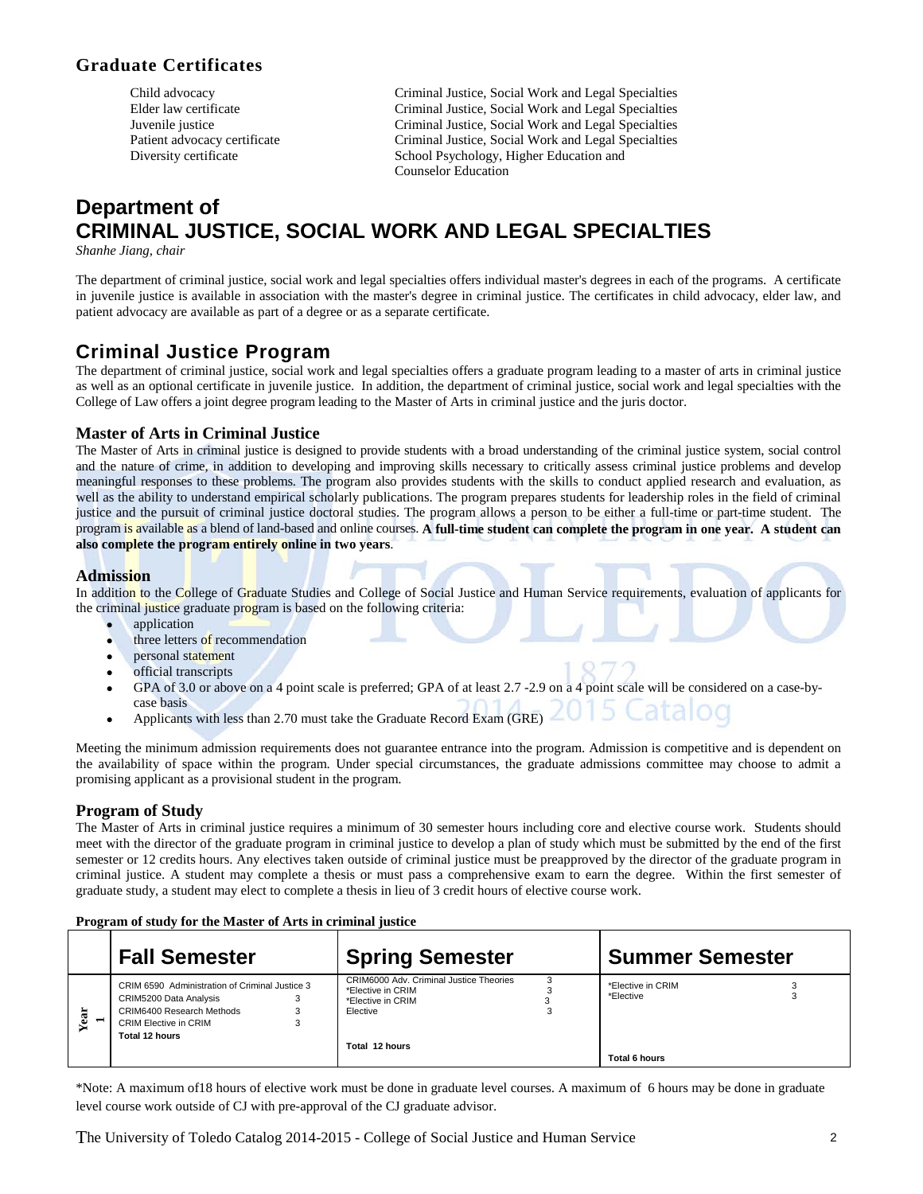## Graduate Certificates

| | |
|---|---|
| Child advocacy | Criminal Justice, Social Work and Legal Specialties |
| Elder law certificate | Criminal Justice, Social Work and Legal Specialties |
| Juvenile justice | Criminal Justice, Social Work and Legal Specialties |
| Patient advocacy certificate | Criminal Justice, Social Work and Legal Specialties |
| Diversity certificate | School Psychology, Higher Education and Counselor Education |

# Department of CRIMINAL JUSTICE, SOCIAL WORK AND LEGAL SPECIALTIES

*Shanhe Jiang, chair*

The department of criminal justice, social work and legal specialties offers individual master's degrees in each of the programs. A certificate in juvenile justice is available in association with the master's degree in criminal justice. The certificates in child advocacy, elder law, and patient advocacy are available as part of a degree or as a separate certificate.

## Criminal Justice Program

The department of criminal justice, social work and legal specialties offers a graduate program leading to a master of arts in criminal justice as well as an optional certificate in juvenile justice. In addition, the department of criminal justice, social work and legal specialties with the College of Law offers a joint degree program leading to the Master of Arts in criminal justice and the juris doctor.

### Master of Arts in Criminal Justice

The Master of Arts in criminal justice is designed to provide students with a broad understanding of the criminal justice system, social control and the nature of crime, in addition to developing and improving skills necessary to critically assess criminal justice problems and develop meaningful responses to these problems. The program also provides students with the skills to conduct applied research and evaluation, as well as the ability to understand empirical scholarly publications. The program prepares students for leadership roles in the field of criminal justice and the pursuit of criminal justice doctoral studies. The program allows a person to be either a full-time or part-time student. The program is available as a blend of land-based and online courses. **A full-time student can complete the program in one year. A student can also complete the program entirely online in two years**.

### Admission

In addition to the College of Graduate Studies and College of Social Justice and Human Service requirements, evaluation of applicants for the criminal justice graduate program is based on the following criteria:

- application
- three letters of recommendation
- personal statement
- official transcripts
- GPA of 3.0 or above on a 4 point scale is preferred; GPA of at least 2.7 -2.9 on a 4 point scale will be considered on a case-by-case basis
- Applicants with less than 2.70 must take the Graduate Record Exam (GRE)

Meeting the minimum admission requirements does not guarantee entrance into the program. Admission is competitive and is dependent on the availability of space within the program. Under special circumstances, the graduate admissions committee may choose to admit a promising applicant as a provisional student in the program.

### Program of Study

The Master of Arts in criminal justice requires a minimum of 30 semester hours including core and elective course work. Students should meet with the director of the graduate program in criminal justice to develop a plan of study which must be submitted by the end of the first semester or 12 credits hours. Any electives taken outside of criminal justice must be preapproved by the director of the graduate program in criminal justice. A student may complete a thesis or must pass a comprehensive exam to earn the degree. Within the first semester of graduate study, a student may elect to complete a thesis in lieu of 3 credit hours of elective course work.

**Program of study for the Master of Arts in criminal justice**

| | Fall Semester | | Spring Semester | | Summer Semester | |
|---|---|---|---|---|---|---|
| Year 1 | CRIM 6590 Administration of Criminal Justice | 3 | CRIM6000 Adv. Criminal Justice Theories | 3 | *Elective in CRIM | 3 |
| | CRIM5200 Data Analysis | 3 | *Elective in CRIM | 3 | *Elective | 3 |
| | CRIM6400 Research Methods | 3 | *Elective in CRIM | 3 | | |
| | CRIM Elective in CRIM | 3 | Elective | 3 | | |
| | **Total 12 hours** | | **Total 12 hours** | | **Total 6 hours** | |

*Note: A maximum of18 hours of elective work must be done in graduate level courses. A maximum of 6 hours may be done in graduate level course work outside of CJ with pre-approval of the CJ graduate advisor.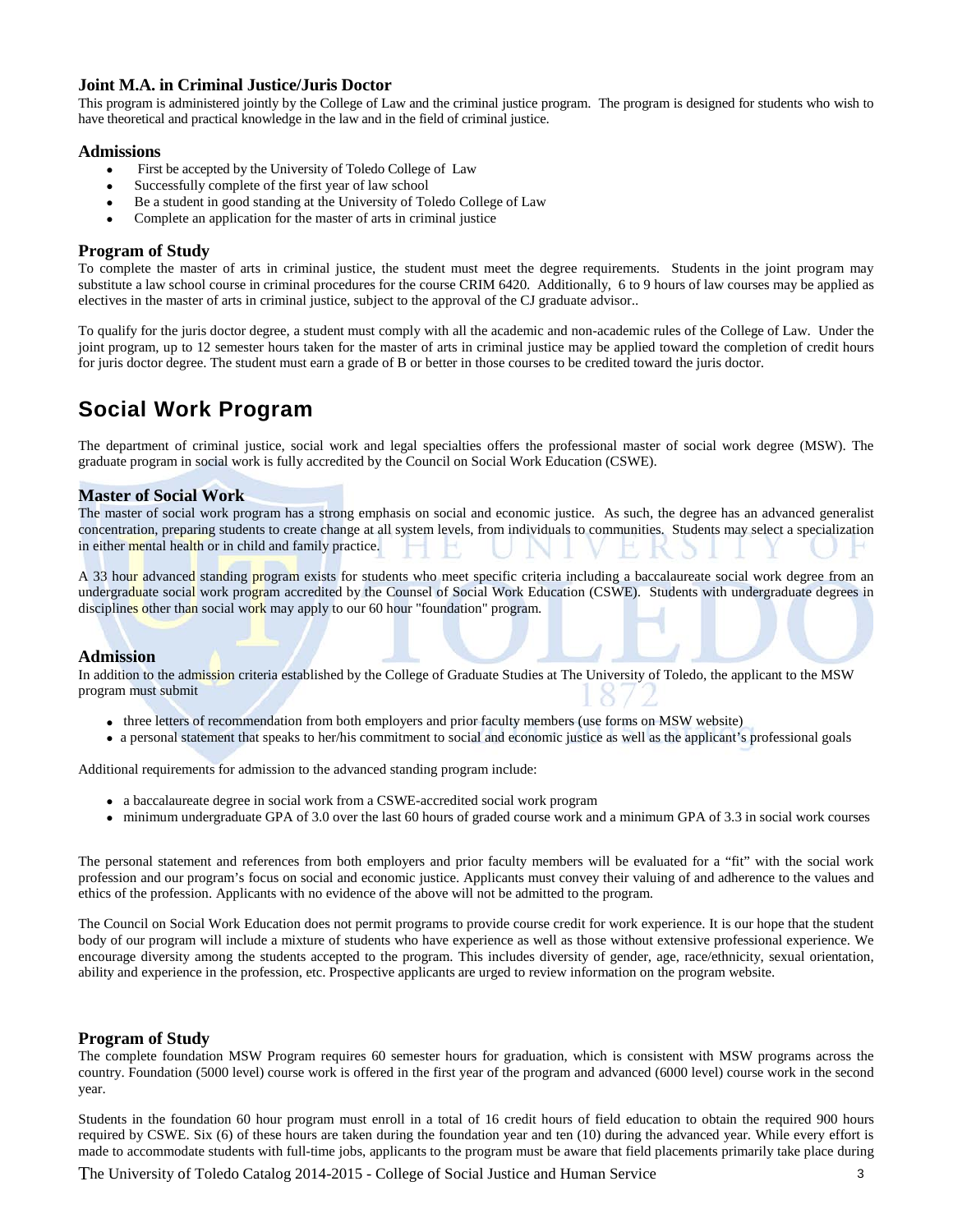### Joint M.A. in Criminal Justice/Juris Doctor

This program is administered jointly by the College of Law and the criminal justice program. The program is designed for students who wish to have theoretical and practical knowledge in the law and in the field of criminal justice.

### Admissions

- First be accepted by the University of Toledo College of Law
- Successfully complete of the first year of law school
- Be a student in good standing at the University of Toledo College of Law
- Complete an application for the master of arts in criminal justice

### Program of Study

To complete the master of arts in criminal justice, the student must meet the degree requirements. Students in the joint program may substitute a law school course in criminal procedures for the course CRIM 6420. Additionally, 6 to 9 hours of law courses may be applied as electives in the master of arts in criminal justice, subject to the approval of the CJ graduate advisor..

To qualify for the juris doctor degree, a student must comply with all the academic and non-academic rules of the College of Law. Under the joint program, up to 12 semester hours taken for the master of arts in criminal justice may be applied toward the completion of credit hours for juris doctor degree. The student must earn a grade of B or better in those courses to be credited toward the juris doctor.

## Social Work Program

The department of criminal justice, social work and legal specialties offers the professional master of social work degree (MSW). The graduate program in social work is fully accredited by the Council on Social Work Education (CSWE).

### Master of Social Work

The master of social work program has a strong emphasis on social and economic justice. As such, the degree has an advanced generalist concentration, preparing students to create change at all system levels, from individuals to communities. Students may select a specialization in either mental health or in child and family practice.

A 33 hour advanced standing program exists for students who meet specific criteria including a baccalaureate social work degree from an undergraduate social work program accredited by the Counsel of Social Work Education (CSWE). Students with undergraduate degrees in disciplines other than social work may apply to our 60 hour "foundation" program.

### Admission

In addition to the admission criteria established by the College of Graduate Studies at The University of Toledo, the applicant to the MSW program must submit

- three letters of recommendation from both employers and prior faculty members (use forms on MSW website)
- a personal statement that speaks to her/his commitment to social and economic justice as well as the applicant's professional goals

Additional requirements for admission to the advanced standing program include:

- a baccalaureate degree in social work from a CSWE-accredited social work program
- minimum undergraduate GPA of 3.0 over the last 60 hours of graded course work and a minimum GPA of 3.3 in social work courses

The personal statement and references from both employers and prior faculty members will be evaluated for a "fit" with the social work profession and our program's focus on social and economic justice. Applicants must convey their valuing of and adherence to the values and ethics of the profession. Applicants with no evidence of the above will not be admitted to the program.

The Council on Social Work Education does not permit programs to provide course credit for work experience. It is our hope that the student body of our program will include a mixture of students who have experience as well as those without extensive professional experience. We encourage diversity among the students accepted to the program. This includes diversity of gender, age, race/ethnicity, sexual orientation, ability and experience in the profession, etc. Prospective applicants are urged to review information on the program website.

### Program of Study

The complete foundation MSW Program requires 60 semester hours for graduation, which is consistent with MSW programs across the country. Foundation (5000 level) course work is offered in the first year of the program and advanced (6000 level) course work in the second year.

Students in the foundation 60 hour program must enroll in a total of 16 credit hours of field education to obtain the required 900 hours required by CSWE. Six (6) of these hours are taken during the foundation year and ten (10) during the advanced year. While every effort is made to accommodate students with full-time jobs, applicants to the program must be aware that field placements primarily take place during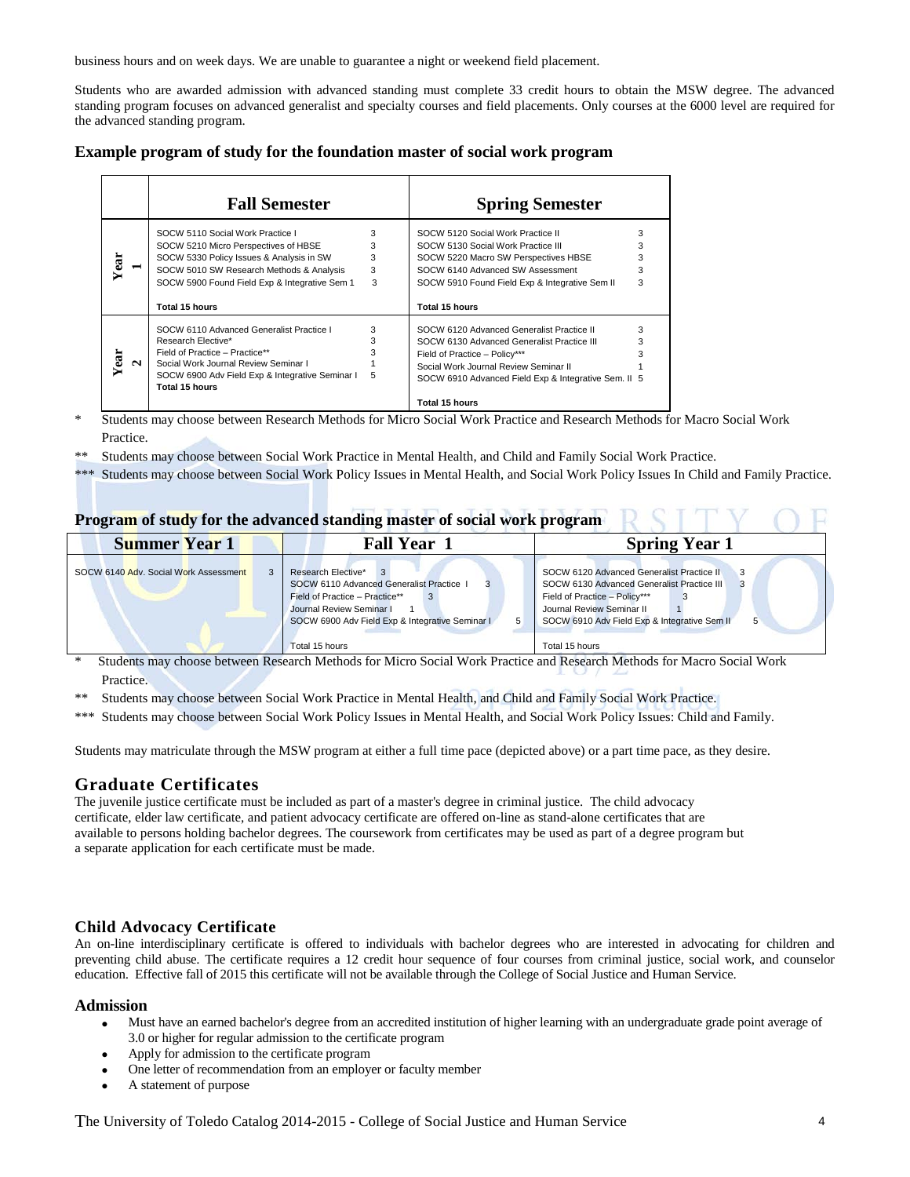business hours and on week days. We are unable to guarantee a night or weekend field placement.

Students who are awarded admission with advanced standing must complete 33 credit hours to obtain the MSW degree. The advanced standing program focuses on advanced generalist and specialty courses and field placements. Only courses at the 6000 level are required for the advanced standing program.

### Example program of study for the foundation master of social work program

| | Fall Semester | | Spring Semester | |
|---|---|---|---|---|
| Year 1 | SOCW 5110 Social Work Practice I | 3 | SOCW 5120 Social Work Practice II | 3 |
| | SOCW 5210 Micro Perspectives of HBSE | 3 | SOCW 5130 Social Work Practice III | 3 |
| | SOCW 5330 Policy Issues & Analysis in SW | 3 | SOCW 5220 Macro SW Perspectives HBSE | 3 |
| | SOCW 5010 SW Research Methods & Analysis | 3 | SOCW 6140 Advanced SW Assessment | 3 |
| | SOCW 5900 Found Field Exp & Integrative Sem 1 | 3 | SOCW 5910 Found Field Exp & Integrative Sem II | 3 |
| | Total 15 hours | | Total 15 hours | |
| Year 2 | SOCW 6110 Advanced Generalist Practice I | 3 | SOCW 6120 Advanced Generalist Practice II | 3 |
| | Research Elective* | 3 | SOCW 6130 Advanced Generalist Practice III | 3 |
| | Field of Practice – Practice** | 3 | Field of Practice – Policy*** | 3 |
| | Social Work Journal Review Seminar I | 1 | Social Work Journal Review Seminar II | 1 |
| | SOCW 6900 Adv Field Exp & Integrative Seminar I | 5 | SOCW 6910 Advanced Field Exp & Integrative Sem. II | 5 |
| | Total 15 hours | | Total 15 hours | |

\* Students may choose between Research Methods for Micro Social Work Practice and Research Methods for Macro Social Work Practice.

\** Students may choose between Social Work Practice in Mental Health, and Child and Family Social Work Practice.

\*** Students may choose between Social Work Policy Issues in Mental Health, and Social Work Policy Issues In Child and Family Practice.

### Program of study for the advanced standing master of social work program

| Summer Year 1 | | Fall Year 1 | | Spring Year 1 | |
|---|---|---|---|---|---|
| SOCW 6140 Adv. Social Work Assessment | 3 | Research Elective* | 3 | SOCW 6120 Advanced Generalist Practice II | 3 |
| | | SOCW 6110 Advanced Generalist Practice I | 3 | SOCW 6130 Advanced Generalist Practice III | 3 |
| | | Field of Practice – Practice** | 3 | Field of Practice – Policy*** | 3 |
| | | Journal Review Seminar I | 1 | Journal Review Seminar II | 1 |
| | | SOCW 6900 Adv Field Exp & Integrative Seminar I | 5 | SOCW 6910 Adv Field Exp & Integrative Sem II | 5 |
| | | Total 15 hours | | Total 15 hours | |

\* Students may choose between Research Methods for Micro Social Work Practice and Research Methods for Macro Social Work Practice.

\** Students may choose between Social Work Practice in Mental Health, and Child and Family Social Work Practice.

\*** Students may choose between Social Work Policy Issues in Mental Health, and Social Work Policy Issues: Child and Family.

Students may matriculate through the MSW program at either a full time pace (depicted above) or a part time pace, as they desire.

## Graduate Certificates

The juvenile justice certificate must be included as part of a master's degree in criminal justice. The child advocacy certificate, elder law certificate, and patient advocacy certificate are offered on-line as stand-alone certificates that are available to persons holding bachelor degrees. The coursework from certificates may be used as part of a degree program but a separate application for each certificate must be made.

## Child Advocacy Certificate

An on-line interdisciplinary certificate is offered to individuals with bachelor degrees who are interested in advocating for children and preventing child abuse. The certificate requires a 12 credit hour sequence of four courses from criminal justice, social work, and counselor education. Effective fall of 2015 this certificate will not be available through the College of Social Justice and Human Service.

### Admission

- Must have an earned bachelor's degree from an accredited institution of higher learning with an undergraduate grade point average of 3.0 or higher for regular admission to the certificate program
- Apply for admission to the certificate program
- One letter of recommendation from an employer or faculty member
- A statement of purpose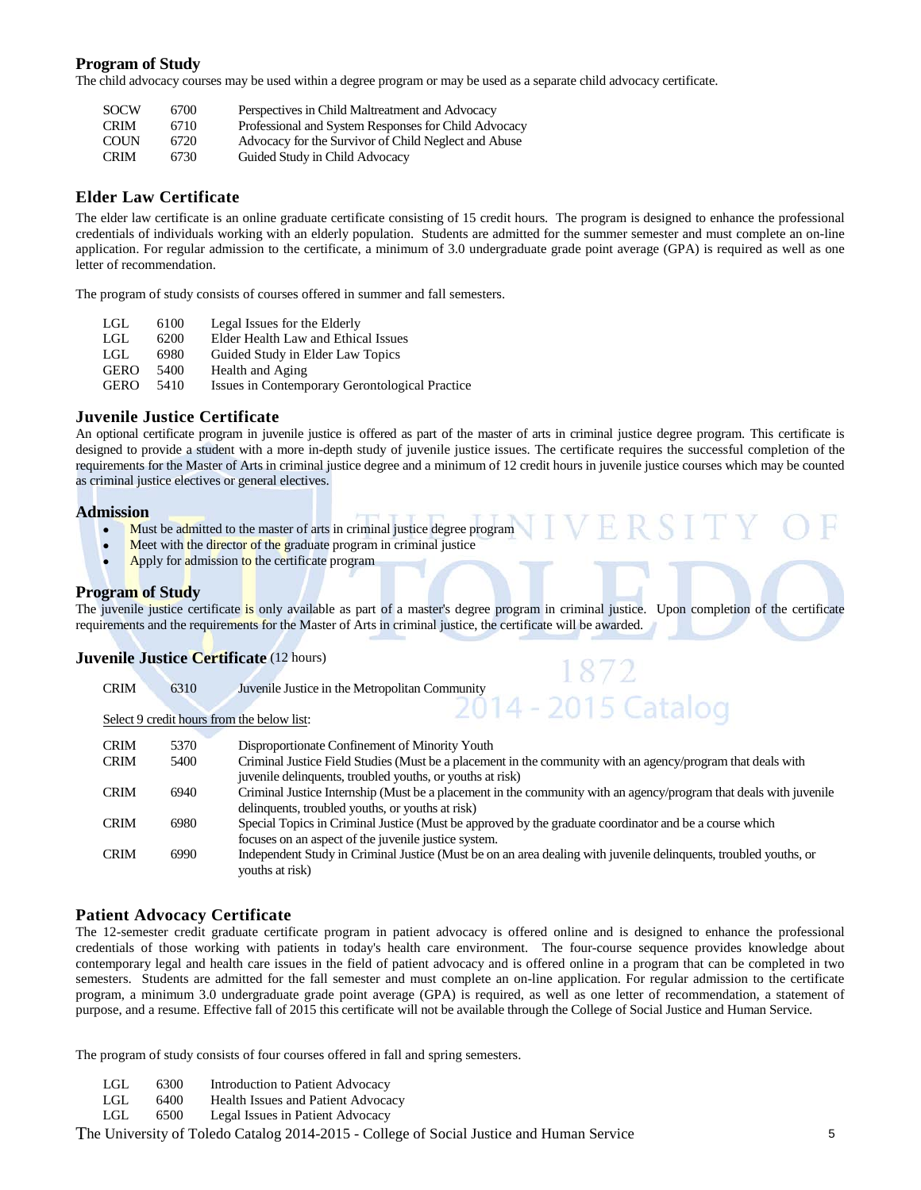## Program of Study

The child advocacy courses may be used within a degree program or may be used as a separate child advocacy certificate.

| | | |
|---|---|---|
| SOCW | 6700 | Perspectives in Child Maltreatment and Advocacy |
| CRIM | 6710 | Professional and System Responses for Child Advocacy |
| COUN | 6720 | Advocacy for the Survivor of Child Neglect and Abuse |
| CRIM | 6730 | Guided Study in Child Advocacy |

## Elder Law Certificate

The elder law certificate is an online graduate certificate consisting of 15 credit hours. The program is designed to enhance the professional credentials of individuals working with an elderly population. Students are admitted for the summer semester and must complete an on-line application. For regular admission to the certificate, a minimum of 3.0 undergraduate grade point average (GPA) is required as well as one letter of recommendation.

The program of study consists of courses offered in summer and fall semesters.

| | | |
|---|---|---|
| LGL | 6100 | Legal Issues for the Elderly |
| LGL | 6200 | Elder Health Law and Ethical Issues |
| LGL | 6980 | Guided Study in Elder Law Topics |
| GERO | 5400 | Health and Aging |
| GERO | 5410 | Issues in Contemporary Gerontological Practice |

## Juvenile Justice Certificate

An optional certificate program in juvenile justice is offered as part of the master of arts in criminal justice degree program. This certificate is designed to provide a student with a more in-depth study of juvenile justice issues. The certificate requires the successful completion of the requirements for the Master of Arts in criminal justice degree and a minimum of 12 credit hours in juvenile justice courses which may be counted as criminal justice electives or general electives.

### Admission

- Must be admitted to the master of arts in criminal justice degree program
- Meet with the director of the graduate program in criminal justice
- Apply for admission to the certificate program

### Program of Study

The juvenile justice certificate is only available as part of a master's degree program in criminal justice. Upon completion of the certificate requirements and the requirements for the Master of Arts in criminal justice, the certificate will be awarded.

### Juvenile Justice Certificate (12 hours)

| | | |
|---|---|---|
| CRIM | 6310 | Juvenile Justice in the Metropolitan Community |

Select 9 credit hours from the below list:

| | | |
|---|---|---|
| CRIM | 5370 | Disproportionate Confinement of Minority Youth |
| CRIM | 5400 | Criminal Justice Field Studies (Must be a placement in the community with an agency/program that deals with juvenile delinquents, troubled youths, or youths at risk) |
| CRIM | 6940 | Criminal Justice Internship (Must be a placement in the community with an agency/program that deals with juvenile delinquents, troubled youths, or youths at risk) |
| CRIM | 6980 | Special Topics in Criminal Justice (Must be approved by the graduate coordinator and be a course which focuses on an aspect of the juvenile justice system. |
| CRIM | 6990 | Independent Study in Criminal Justice (Must be on an area dealing with juvenile delinquents, troubled youths, or youths at risk) |

## Patient Advocacy Certificate

The 12-semester credit graduate certificate program in patient advocacy is offered online and is designed to enhance the professional credentials of those working with patients in today's health care environment. The four-course sequence provides knowledge about contemporary legal and health care issues in the field of patient advocacy and is offered online in a program that can be completed in two semesters. Students are admitted for the fall semester and must complete an on-line application. For regular admission to the certificate program, a minimum 3.0 undergraduate grade point average (GPA) is required, as well as one letter of recommendation, a statement of purpose, and a resume. Effective fall of 2015 this certificate will not be available through the College of Social Justice and Human Service.

The program of study consists of four courses offered in fall and spring semesters.

| | | |
|---|---|---|
| LGL | 6300 | Introduction to Patient Advocacy |
| LGL | 6400 | Health Issues and Patient Advocacy |
| LGL | 6500 | Legal Issues in Patient Advocacy |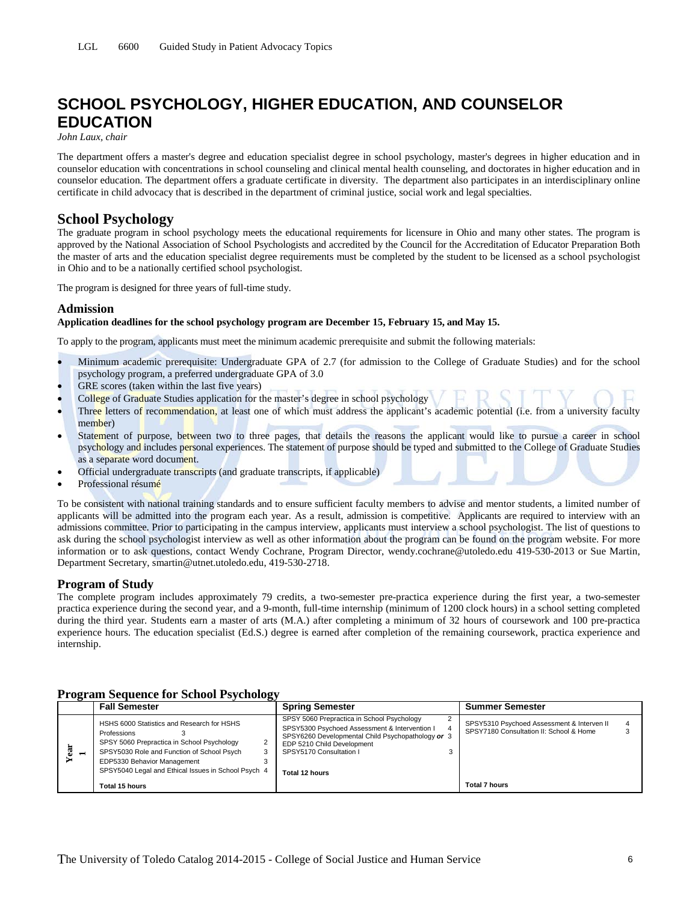LGL 6600 Guided Study in Patient Advocacy Topics

# SCHOOL PSYCHOLOGY, HIGHER EDUCATION, AND COUNSELOR EDUCATION

*John Laux, chair*

The department offers a master's degree and education specialist degree in school psychology, master's degrees in higher education and in counselor education with concentrations in school counseling and clinical mental health counseling, and doctorates in higher education and in counselor education. The department offers a graduate certificate in diversity. The department also participates in an interdisciplinary online certificate in child advocacy that is described in the department of criminal justice, social work and legal specialties.

## School Psychology

The graduate program in school psychology meets the educational requirements for licensure in Ohio and many other states. The program is approved by the National Association of School Psychologists and accredited by the Council for the Accreditation of Educator Preparation Both the master of arts and the education specialist degree requirements must be completed by the student to be licensed as a school psychologist in Ohio and to be a nationally certified school psychologist.

The program is designed for three years of full-time study.

### Admission

**Application deadlines for the school psychology program are December 15, February 15, and May 15.**

To apply to the program, applicants must meet the minimum academic prerequisite and submit the following materials:

- Minimum academic prerequisite: Undergraduate GPA of 2.7 (for admission to the College of Graduate Studies) and for the school psychology program, a preferred undergraduate GPA of 3.0
- GRE scores (taken within the last five years)
- College of Graduate Studies application for the master's degree in school psychology
- Three letters of recommendation, at least one of which must address the applicant's academic potential (i.e. from a university faculty member)
- Statement of purpose, between two to three pages, that details the reasons the applicant would like to pursue a career in school psychology and includes personal experiences. The statement of purpose should be typed and submitted to the College of Graduate Studies as a separate word document.
- Official undergraduate transcripts (and graduate transcripts, if applicable)
- Professional résumé

To be consistent with national training standards and to ensure sufficient faculty members to advise and mentor students, a limited number of applicants will be admitted into the program each year. As a result, admission is competitive. Applicants are required to interview with an admissions committee. Prior to participating in the campus interview, applicants must interview a school psychologist. The list of questions to ask during the school psychologist interview as well as other information about the program can be found on the program website. For more information or to ask questions, contact Wendy Cochrane, Program Director, wendy.cochrane@utoledo.edu 419-530-2013 or Sue Martin, Department Secretary, smartin@utnet.utoledo.edu, 419-530-2718.

### Program of Study

The complete program includes approximately 79 credits, a two-semester pre-practica experience during the first year, a two-semester practica experience during the second year, and a 9-month, full-time internship (minimum of 1200 clock hours) in a school setting completed during the third year. Students earn a master of arts (M.A.) after completing a minimum of 32 hours of coursework and 100 pre-practica experience hours. The education specialist (Ed.S.) degree is earned after completion of the remaining coursework, practica experience and internship.

### Program Sequence for School Psychology

| | Fall Semester | Spring Semester | Summer Semester |
|---|---|---|---|
| Year 1 | HSHS 6000 Statistics and Research for HSHS Professions 3<br>SPSY 5060 Prepractica in School Psychology 2<br>SPSY5030 Role and Function of School Psych 3<br>EDP5330 Behavior Management 3<br>SPSY5040 Legal and Ethical Issues in School Psych 4<br>**Total 15 hours** | SPSY 5060 Prepractica in School Psychology 2<br>SPSY5300 Psychoed Assessment & Intervention I 4<br>SPSY6260 Developmental Child Psychopathology ***or*** 3<br>EDP 5210 Child Development<br>SPSY5170 Consultation I 3<br>**Total 12 hours** | SPSY5310 Psychoed Assessment & Interven II 4<br>SPSY7180 Consultation II: School & Home 3<br>**Total 7 hours** |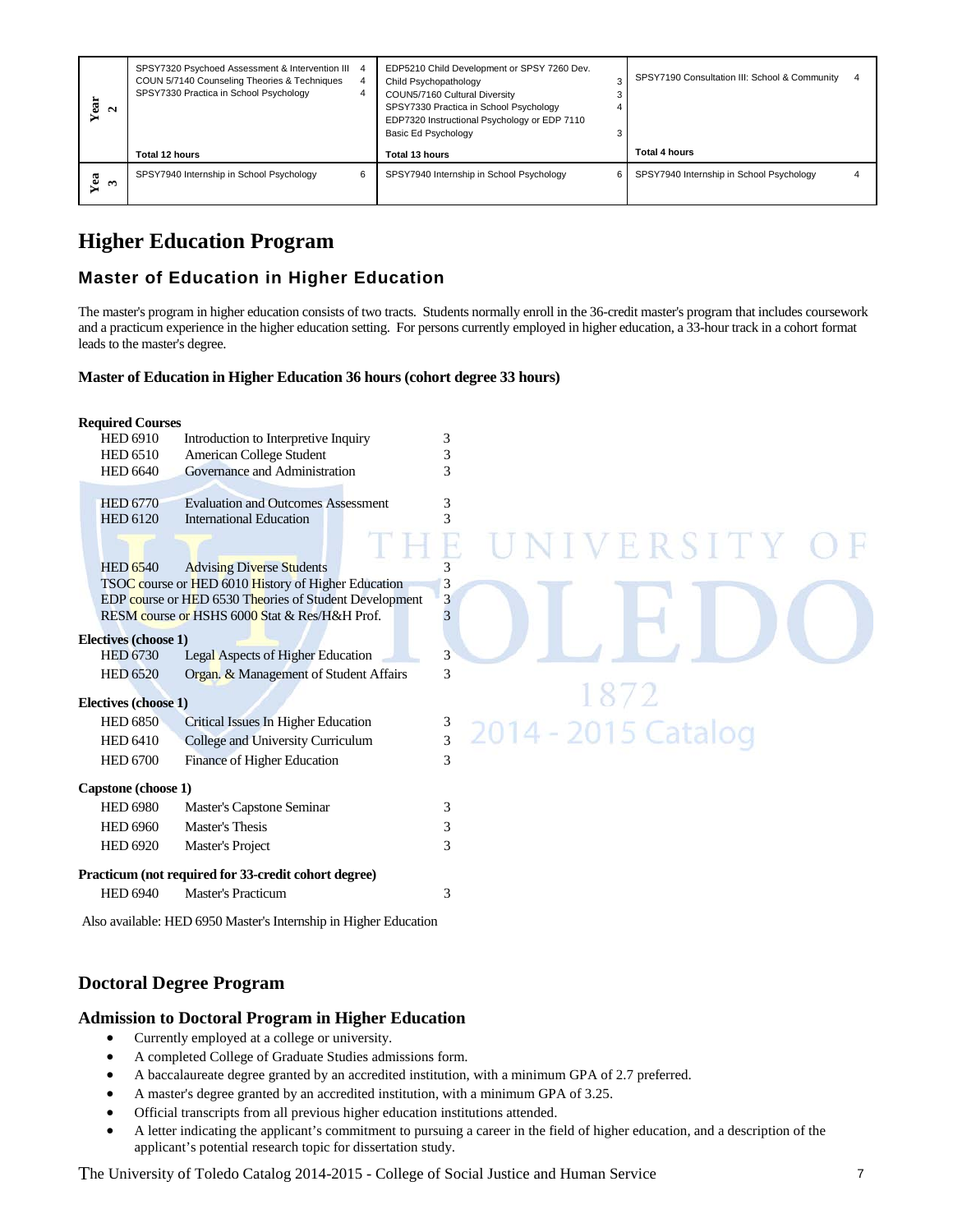| | | | |
|---|---|---|---|
| Year 2 | SPSY7320 Psychoed Assessment & Intervention III 4<br>COUN 5/7140 Counseling Theories & Techniques 4<br>SPSY7330 Practica in School Psychology 4<br><br>**Total 12 hours** | EDP5210 Child Development or SPSY 7260 Dev. Child Psychopathology 3<br>COUN5/7160 Cultural Diversity 3<br>SPSY7330 Practica in School Psychology 4<br>EDP7320 Instructional Psychology or EDP 7110 Basic Ed Psychology 3<br><br>**Total 13 hours** | SPSY7190 Consultation III: School & Community 4<br><br>**Total 4 hours** |
| Year 3 | SPSY7940 Internship in School Psychology 6 | SPSY7940 Internship in School Psychology 6 | SPSY7940 Internship in School Psychology 4 |

# Higher Education Program

## Master of Education in Higher Education

The master's program in higher education consists of two tracts. Students normally enroll in the 36-credit master's program that includes coursework and a practicum experience in the higher education setting. For persons currently employed in higher education, a 33-hour track in a cohort format leads to the master's degree.

**Master of Education in Higher Education 36 hours (cohort degree 33 hours)**

**Required Courses**

| Course | Title | Hours |
|---|---|---|
| HED 6910 | Introduction to Interpretive Inquiry | 3 |
| HED 6510 | American College Student | 3 |
| HED 6640 | Governance and Administration | 3 |
| HED 6770 | Evaluation and Outcomes Assessment | 3 |
| HED 6120 | International Education | 3 |
| HED 6540 | Advising Diverse Students | 3 |
| TSOC course or HED 6010 History of Higher Education | | 3 |
| EDP course or HED 6530 Theories of Student Development | | 3 |
| RESM course or HSHS 6000 Stat & Res/H&H Prof. | | 3 |

**Electives (choose 1)**

| Course | Title | Hours |
|---|---|---|
| HED 6730 | Legal Aspects of Higher Education | 3 |
| HED 6520 | Organ. & Management of Student Affairs | 3 |

**Electives (choose 1)**

| Course | Title | Hours |
|---|---|---|
| HED 6850 | Critical Issues In Higher Education | 3 |
| HED 6410 | College and University Curriculum | 3 |
| HED 6700 | Finance of Higher Education | 3 |

**Capstone (choose 1)**

| Course | Title | Hours |
|---|---|---|
| HED 6980 | Master's Capstone Seminar | 3 |
| HED 6960 | Master's Thesis | 3 |
| HED 6920 | Master's Project | 3 |

**Practicum (not required for 33-credit cohort degree)**

| Course | Title | Hours |
|---|---|---|
| HED 6940 | Master's Practicum | 3 |

Also available: HED 6950 Master's Internship in Higher Education

# Doctoral Degree Program

## Admission to Doctoral Program in Higher Education

- Currently employed at a college or university.
- A completed College of Graduate Studies admissions form.
- A baccalaureate degree granted by an accredited institution, with a minimum GPA of 2.7 preferred.
- A master's degree granted by an accredited institution, with a minimum GPA of 3.25.
- Official transcripts from all previous higher education institutions attended.
- A letter indicating the applicant's commitment to pursuing a career in the field of higher education, and a description of the applicant's potential research topic for dissertation study.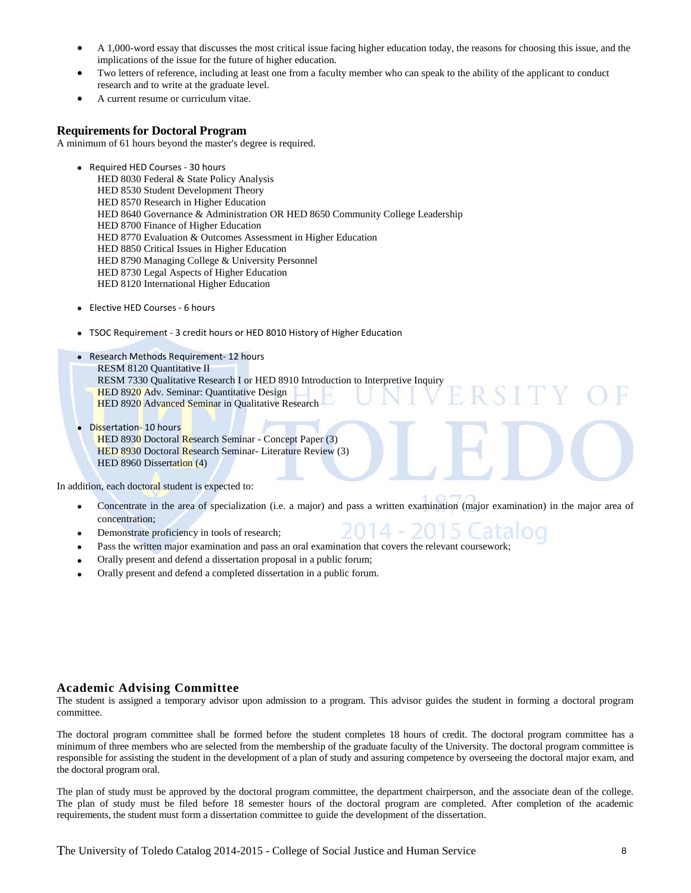- A 1,000-word essay that discusses the most critical issue facing higher education today, the reasons for choosing this issue, and the implications of the issue for the future of higher education.
- Two letters of reference, including at least one from a faculty member who can speak to the ability of the applicant to conduct research and to write at the graduate level.
- A current resume or curriculum vitae.

## Requirements for Doctoral Program

A minimum of 61 hours beyond the master's degree is required.

- Required HED Courses - 30 hours
  HED 8030 Federal & State Policy Analysis
  HED 8530 Student Development Theory
  HED 8570 Research in Higher Education
  HED 8640 Governance & Administration OR HED 8650 Community College Leadership
  HED 8700 Finance of Higher Education
  HED 8770 Evaluation & Outcomes Assessment in Higher Education
  HED 8850 Critical Issues in Higher Education
  HED 8790 Managing College & University Personnel
  HED 8730 Legal Aspects of Higher Education
  HED 8120 International Higher Education

- Elective HED Courses - 6 hours

- TSOC Requirement - 3 credit hours or HED 8010 History of Higher Education

- Research Methods Requirement- 12 hours
  RESM 8120 Quantitative II
  RESM 7330 Qualitative Research I or HED 8910 Introduction to Interpretive Inquiry
  HED 8920 Adv. Seminar: Quantitative Design
  HED 8920 Advanced Seminar in Qualitative Research

- Dissertation- 10 hours
  HED 8930 Doctoral Research Seminar - Concept Paper (3)
  HED 8930 Doctoral Research Seminar- Literature Review (3)
  HED 8960 Dissertation (4)

In addition, each doctoral student is expected to:

- Concentrate in the area of specialization (i.e. a major) and pass a written examination (major examination) in the major area of concentration;
- Demonstrate proficiency in tools of research;
- Pass the written major examination and pass an oral examination that covers the relevant coursework;
- Orally present and defend a dissertation proposal in a public forum;
- Orally present and defend a completed dissertation in a public forum.

## Academic Advising Committee

The student is assigned a temporary advisor upon admission to a program. This advisor guides the student in forming a doctoral program committee.

The doctoral program committee shall be formed before the student completes 18 hours of credit. The doctoral program committee has a minimum of three members who are selected from the membership of the graduate faculty of the University. The doctoral program committee is responsible for assisting the student in the development of a plan of study and assuring competence by overseeing the doctoral major exam, and the doctoral program oral.

The plan of study must be approved by the doctoral program committee, the department chairperson, and the associate dean of the college. The plan of study must be filed before 18 semester hours of the doctoral program are completed. After completion of the academic requirements, the student must form a dissertation committee to guide the development of the dissertation.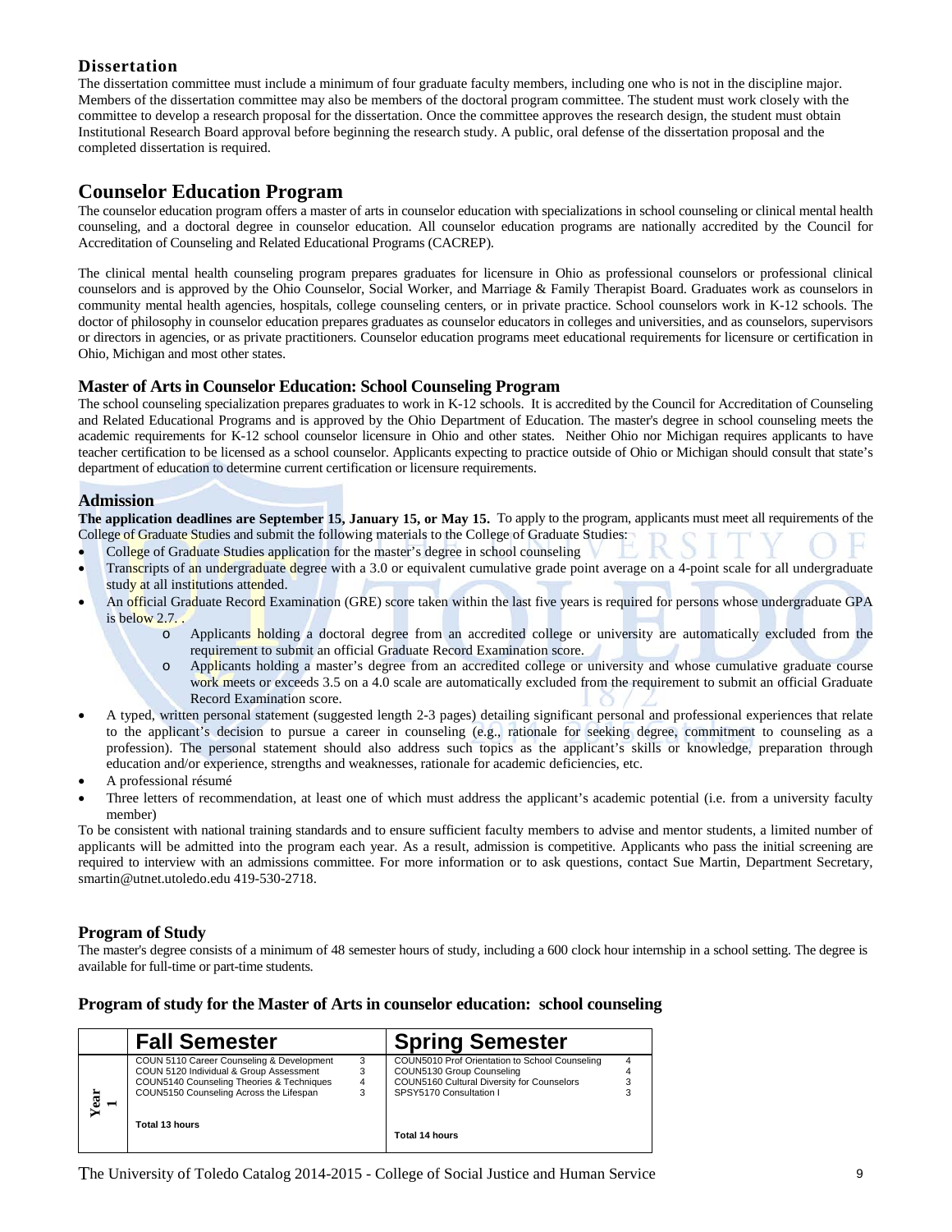### Dissertation

The dissertation committee must include a minimum of four graduate faculty members, including one who is not in the discipline major. Members of the dissertation committee may also be members of the doctoral program committee. The student must work closely with the committee to develop a research proposal for the dissertation. Once the committee approves the research design, the student must obtain Institutional Research Board approval before beginning the research study. A public, oral defense of the dissertation proposal and the completed dissertation is required.

## Counselor Education Program

The counselor education program offers a master of arts in counselor education with specializations in school counseling or clinical mental health counseling, and a doctoral degree in counselor education. All counselor education programs are nationally accredited by the Council for Accreditation of Counseling and Related Educational Programs (CACREP).

The clinical mental health counseling program prepares graduates for licensure in Ohio as professional counselors or professional clinical counselors and is approved by the Ohio Counselor, Social Worker, and Marriage & Family Therapist Board. Graduates work as counselors in community mental health agencies, hospitals, college counseling centers, or in private practice. School counselors work in K-12 schools. The doctor of philosophy in counselor education prepares graduates as counselor educators in colleges and universities, and as counselors, supervisors or directors in agencies, or as private practitioners. Counselor education programs meet educational requirements for licensure or certification in Ohio, Michigan and most other states.

### Master of Arts in Counselor Education: School Counseling Program

The school counseling specialization prepares graduates to work in K-12 schools. It is accredited by the Council for Accreditation of Counseling and Related Educational Programs and is approved by the Ohio Department of Education. The master's degree in school counseling meets the academic requirements for K-12 school counselor licensure in Ohio and other states. Neither Ohio nor Michigan requires applicants to have teacher certification to be licensed as a school counselor. Applicants expecting to practice outside of Ohio or Michigan should consult that state's department of education to determine current certification or licensure requirements.

### Admission

**The application deadlines are September 15, January 15, or May 15.** To apply to the program, applicants must meet all requirements of the College of Graduate Studies and submit the following materials to the College of Graduate Studies:

- College of Graduate Studies application for the master's degree in school counseling
- Transcripts of an undergraduate degree with a 3.0 or equivalent cumulative grade point average on a 4-point scale for all undergraduate study at all institutions attended.
- An official Graduate Record Examination (GRE) score taken within the last five years is required for persons whose undergraduate GPA is below 2.7. .
  - Applicants holding a doctoral degree from an accredited college or university are automatically excluded from the requirement to submit an official Graduate Record Examination score.
  - Applicants holding a master's degree from an accredited college or university and whose cumulative graduate course work meets or exceeds 3.5 on a 4.0 scale are automatically excluded from the requirement to submit an official Graduate Record Examination score.
- A typed, written personal statement (suggested length 2-3 pages) detailing significant personal and professional experiences that relate to the applicant's decision to pursue a career in counseling (e.g., rationale for seeking degree, commitment to counseling as a profession). The personal statement should also address such topics as the applicant's skills or knowledge, preparation through education and/or experience, strengths and weaknesses, rationale for academic deficiencies, etc.
- A professional résumé
- Three letters of recommendation, at least one of which must address the applicant's academic potential (i.e. from a university faculty member)

To be consistent with national training standards and to ensure sufficient faculty members to advise and mentor students, a limited number of applicants will be admitted into the program each year. As a result, admission is competitive. Applicants who pass the initial screening are required to interview with an admissions committee. For more information or to ask questions, contact Sue Martin, Department Secretary, smartin@utnet.utoledo.edu 419-530-2718.

### Program of Study

The master's degree consists of a minimum of 48 semester hours of study, including a 600 clock hour internship in a school setting. The degree is available for full-time or part-time students.

### Program of study for the Master of Arts in counselor education: school counseling

| | Fall Semester | | Spring Semester | |
|---|---|---|---|---|
| Year 1 | COUN 5110 Career Counseling & Development | 3 | COUN5010 Prof Orientation to School Counseling | 4 |
| | COUN 5120 Individual & Group Assessment | 3 | COUN5130 Group Counseling | 4 |
| | COUN5140 Counseling Theories & Techniques | 4 | COUN5160 Cultural Diversity for Counselors | 3 |
| | COUN5150 Counseling Across the Lifespan | 3 | SPSY5170 Consultation I | 3 |
| | **Total 13 hours** | | **Total 14 hours** | |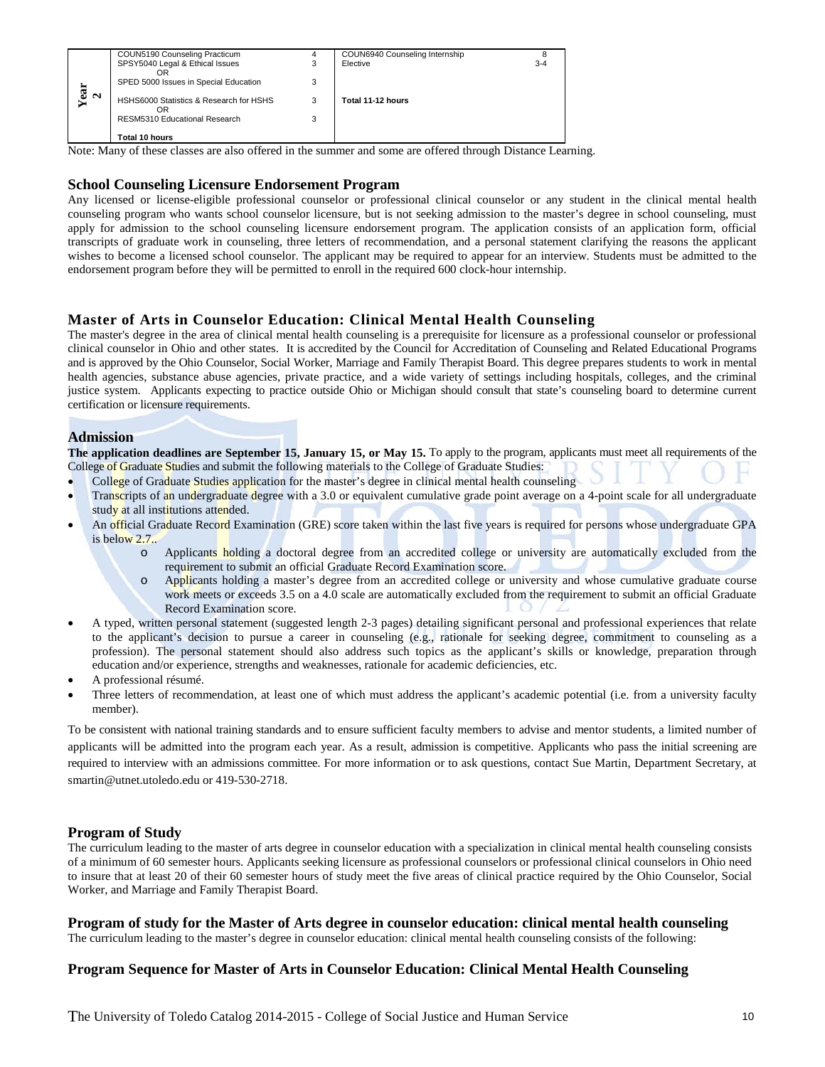| | | | | |
|---|---|---|---|---|
| Year 2 | COUN5190 Counseling Practicum | 4 | COUN6940 Counseling Internship | 8 |
| | SPSY5040 Legal & Ethical Issues<br>OR | 3 | Elective | 3-4 |
| | SPED 5000 Issues in Special Education | 3 | | |
| | HSHS6000 Statistics & Research for HSHS<br>OR | 3 | **Total 11-12 hours** | |
| | RESM5310 Educational Research | 3 | | |
| | **Total 10 hours** | | | |

Note: Many of these classes are also offered in the summer and some are offered through Distance Learning.

### School Counseling Licensure Endorsement Program

Any licensed or license-eligible professional counselor or professional clinical counselor or any student in the clinical mental health counseling program who wants school counselor licensure, but is not seeking admission to the master's degree in school counseling, must apply for admission to the school counseling licensure endorsement program. The application consists of an application form, official transcripts of graduate work in counseling, three letters of recommendation, and a personal statement clarifying the reasons the applicant wishes to become a licensed school counselor. The applicant may be required to appear for an interview. Students must be admitted to the endorsement program before they will be permitted to enroll in the required 600 clock-hour internship.

### Master of Arts in Counselor Education: Clinical Mental Health Counseling

The master's degree in the area of clinical mental health counseling is a prerequisite for licensure as a professional counselor or professional clinical counselor in Ohio and other states. It is accredited by the Council for Accreditation of Counseling and Related Educational Programs and is approved by the Ohio Counselor, Social Worker, Marriage and Family Therapist Board. This degree prepares students to work in mental health agencies, substance abuse agencies, private practice, and a wide variety of settings including hospitals, colleges, and the criminal justice system. Applicants expecting to practice outside Ohio or Michigan should consult that state's counseling board to determine current certification or licensure requirements.

### Admission

**The application deadlines are September 15, January 15, or May 15.** To apply to the program, applicants must meet all requirements of the College of Graduate Studies and submit the following materials to the College of Graduate Studies:

- College of Graduate Studies application for the master's degree in clinical mental health counseling
- Transcripts of an undergraduate degree with a 3.0 or equivalent cumulative grade point average on a 4-point scale for all undergraduate study at all institutions attended.
- An official Graduate Record Examination (GRE) score taken within the last five years is required for persons whose undergraduate GPA is below 2.7..
  - Applicants holding a doctoral degree from an accredited college or university are automatically excluded from the requirement to submit an official Graduate Record Examination score.
  - Applicants holding a master's degree from an accredited college or university and whose cumulative graduate course work meets or exceeds 3.5 on a 4.0 scale are automatically excluded from the requirement to submit an official Graduate Record Examination score.
- A typed, written personal statement (suggested length 2-3 pages) detailing significant personal and professional experiences that relate to the applicant's decision to pursue a career in counseling (e.g., rationale for seeking degree, commitment to counseling as a profession). The personal statement should also address such topics as the applicant's skills or knowledge, preparation through education and/or experience, strengths and weaknesses, rationale for academic deficiencies, etc.
- A professional résumé.
- Three letters of recommendation, at least one of which must address the applicant's academic potential (i.e. from a university faculty member).

To be consistent with national training standards and to ensure sufficient faculty members to advise and mentor students, a limited number of applicants will be admitted into the program each year. As a result, admission is competitive. Applicants who pass the initial screening are required to interview with an admissions committee. For more information or to ask questions, contact Sue Martin, Department Secretary, at smartin@utnet.utoledo.edu or 419-530-2718.

### Program of Study

The curriculum leading to the master of arts degree in counselor education with a specialization in clinical mental health counseling consists of a minimum of 60 semester hours. Applicants seeking licensure as professional counselors or professional clinical counselors in Ohio need to insure that at least 20 of their 60 semester hours of study meet the five areas of clinical practice required by the Ohio Counselor, Social Worker, and Marriage and Family Therapist Board.

### Program of study for the Master of Arts degree in counselor education: clinical mental health counseling

The curriculum leading to the master's degree in counselor education: clinical mental health counseling consists of the following:

### Program Sequence for Master of Arts in Counselor Education: Clinical Mental Health Counseling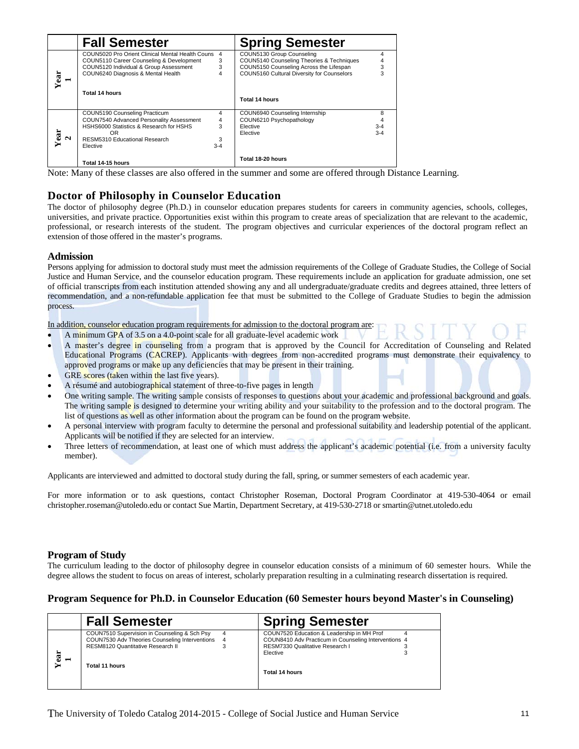| | Fall Semester | | Spring Semester | |
|---|---|---|---|---|
| Year 1 | COUN5020 Pro Orient Clinical Mental Health Couns | 4 | COUN5130 Group Counseling | 4 |
| | COUN5110 Career Counseling & Development | 3 | COUN5140 Counseling Theories & Techniques | 4 |
| | COUN5120 Individual & Group Assessment | 3 | COUN5150 Counseling Across the Lifespan | 3 |
| | COUN6240 Diagnosis & Mental Health | 4 | COUN5160 Cultural Diversity for Counselors | 3 |
| | **Total 14 hours** | | **Total 14 hours** | |
| Year 2 | COUN5190 Counseling Practicum | 4 | COUN6940 Counseling Internship | 8 |
| | COUN7540 Advanced Personality Assessment | 4 | COUN6210 Psychopathology | 4 |
| | HSHS6000 Statistics & Research for HSHS | 3 | Elective | 3-4 |
| | OR | | Elective | 3-4 |
| | RESM5310 Educational Research | 3 | | |
| | Elective | 3-4 | | |
| | **Total 14-15 hours** | | **Total 18-20 hours** | |

Note: Many of these classes are also offered in the summer and some are offered through Distance Learning.

## Doctor of Philosophy in Counselor Education

The doctor of philosophy degree (Ph.D.) in counselor education prepares students for careers in community agencies, schools, colleges, universities, and private practice. Opportunities exist within this program to create areas of specialization that are relevant to the academic, professional, or research interests of the student. The program objectives and curricular experiences of the doctoral program reflect an extension of those offered in the master's programs.

### Admission

Persons applying for admission to doctoral study must meet the admission requirements of the College of Graduate Studies, the College of Social Justice and Human Service, and the counselor education program. These requirements include an application for graduate admission, one set of official transcripts from each institution attended showing any and all undergraduate/graduate credits and degrees attained, three letters of recommendation, and a non-refundable application fee that must be submitted to the College of Graduate Studies to begin the admission process.

In addition, counselor education program requirements for admission to the doctoral program are:

- A minimum GPA of 3.5 on a 4.0-point scale for all graduate-level academic work
- A master's degree in counseling from a program that is approved by the Council for Accreditation of Counseling and Related Educational Programs (CACREP). Applicants with degrees from non-accredited programs must demonstrate their equivalency to approved programs or make up any deficiencies that may be present in their training.
- GRE scores (taken within the last five years).
- A résumé and autobiographical statement of three-to-five pages in length
- One writing sample. The writing sample consists of responses to questions about your academic and professional background and goals. The writing sample is designed to determine your writing ability and your suitability to the profession and to the doctoral program. The list of questions as well as other information about the program can be found on the program website.
- A personal interview with program faculty to determine the personal and professional suitability and leadership potential of the applicant. Applicants will be notified if they are selected for an interview.
- Three letters of recommendation, at least one of which must address the applicant's academic potential (i.e. from a university faculty member).

Applicants are interviewed and admitted to doctoral study during the fall, spring, or summer semesters of each academic year.

For more information or to ask questions, contact Christopher Roseman, Doctoral Program Coordinator at 419-530-4064 or email christopher.roseman@utoledo.edu or contact Sue Martin, Department Secretary, at 419-530-2718 or smartin@utnet.utoledo.edu

### Program of Study

The curriculum leading to the doctor of philosophy degree in counselor education consists of a minimum of 60 semester hours. While the degree allows the student to focus on areas of interest, scholarly preparation resulting in a culminating research dissertation is required.

### Program Sequence for Ph.D. in Counselor Education (60 Semester hours beyond Master's in Counseling)

| | Fall Semester | | Spring Semester | |
|---|---|---|---|---|
| Year 1 | COUN7510 Supervision in Counseling & Sch Psy | 4 | COUN7520 Education & Leadership in MH Prof | 4 |
| | COUN7530 Adv Theories Counseling Interventions | 4 | COUN8410 Adv Practicum in Counseling Interventions | 4 |
| | RESM8120 Quantitative Research II | 3 | RESM7330 Qualitative Research I | 3 |
| | | | Elective | 3 |
| | **Total 11 hours** | | **Total 14 hours** | |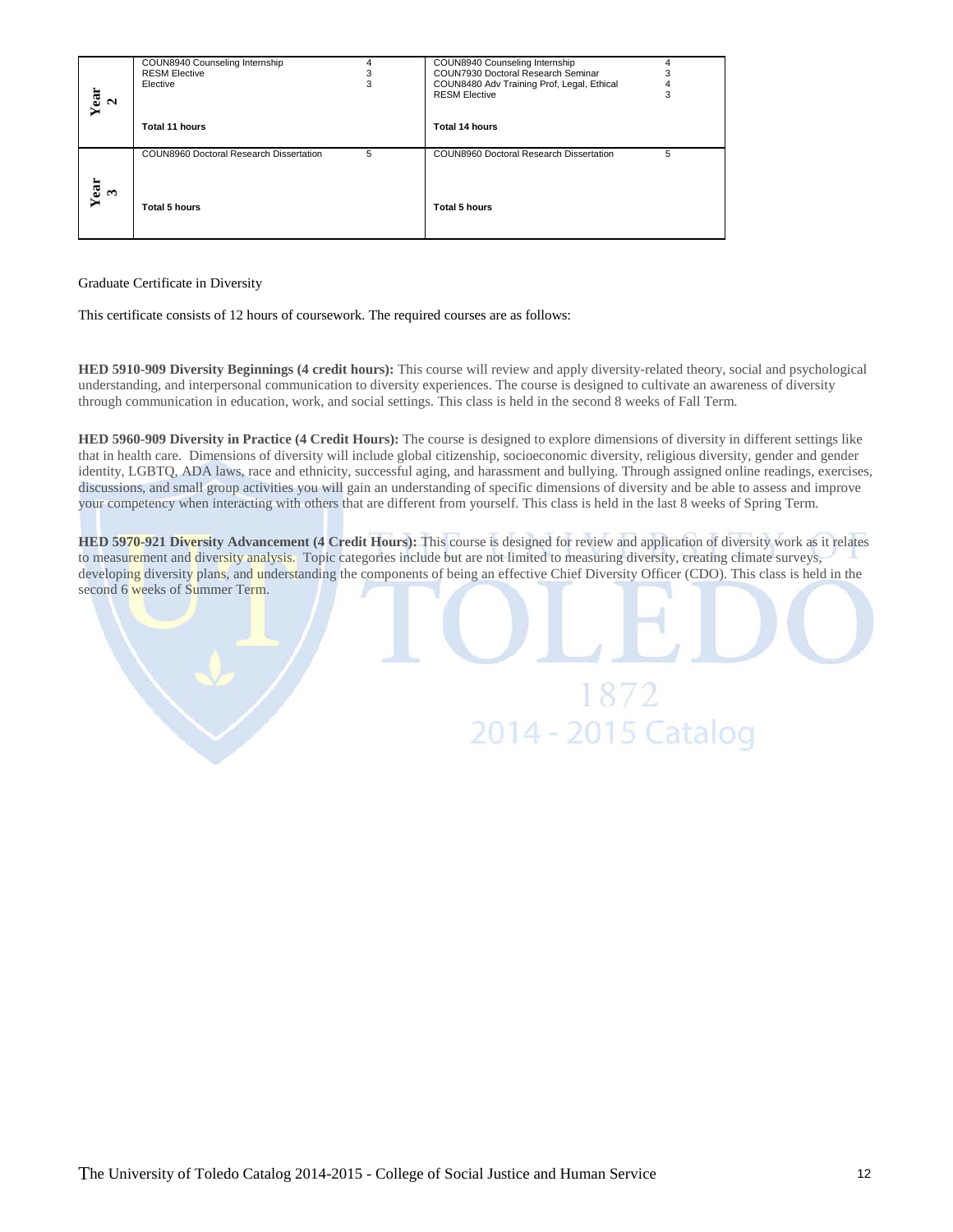| | | | | |
|---|---|---|---|---|
| Year 2 | COUN8940 Counseling Internship<br>RESM Elective<br>Elective<br><br>**Total 11 hours** | 4<br>3<br>3 | COUN8940 Counseling Internship<br>COUN7930 Doctoral Research Seminar<br>COUN8480 Adv Training Prof, Legal, Ethical<br>RESM Elective<br><br>**Total 14 hours** | 4<br>3<br>4<br>3 |
| Year 3 | COUN8960 Doctoral Research Dissertation<br><br>**Total 5 hours** | 5 | COUN8960 Doctoral Research Dissertation<br><br>**Total 5 hours** | 5 |

Graduate Certificate in Diversity

This certificate consists of 12 hours of coursework. The required courses are as follows:

**HED 5910-909 Diversity Beginnings (4 credit hours):** This course will review and apply diversity-related theory, social and psychological understanding, and interpersonal communication to diversity experiences. The course is designed to cultivate an awareness of diversity through communication in education, work, and social settings. This class is held in the second 8 weeks of Fall Term.

**HED 5960-909 Diversity in Practice (4 Credit Hours):** The course is designed to explore dimensions of diversity in different settings like that in health care. Dimensions of diversity will include global citizenship, socioeconomic diversity, religious diversity, gender and gender identity, LGBTQ, ADA laws, race and ethnicity, successful aging, and harassment and bullying. Through assigned online readings, exercises, discussions, and small group activities you will gain an understanding of specific dimensions of diversity and be able to assess and improve your competency when interacting with others that are different from yourself. This class is held in the last 8 weeks of Spring Term.

**HED 5970-921 Diversity Advancement (4 Credit Hours):** This course is designed for review and application of diversity work as it relates to measurement and diversity analysis. Topic categories include but are not limited to measuring diversity, creating climate surveys, developing diversity plans, and understanding the components of being an effective Chief Diversity Officer (CDO). This class is held in the second 6 weeks of Summer Term.